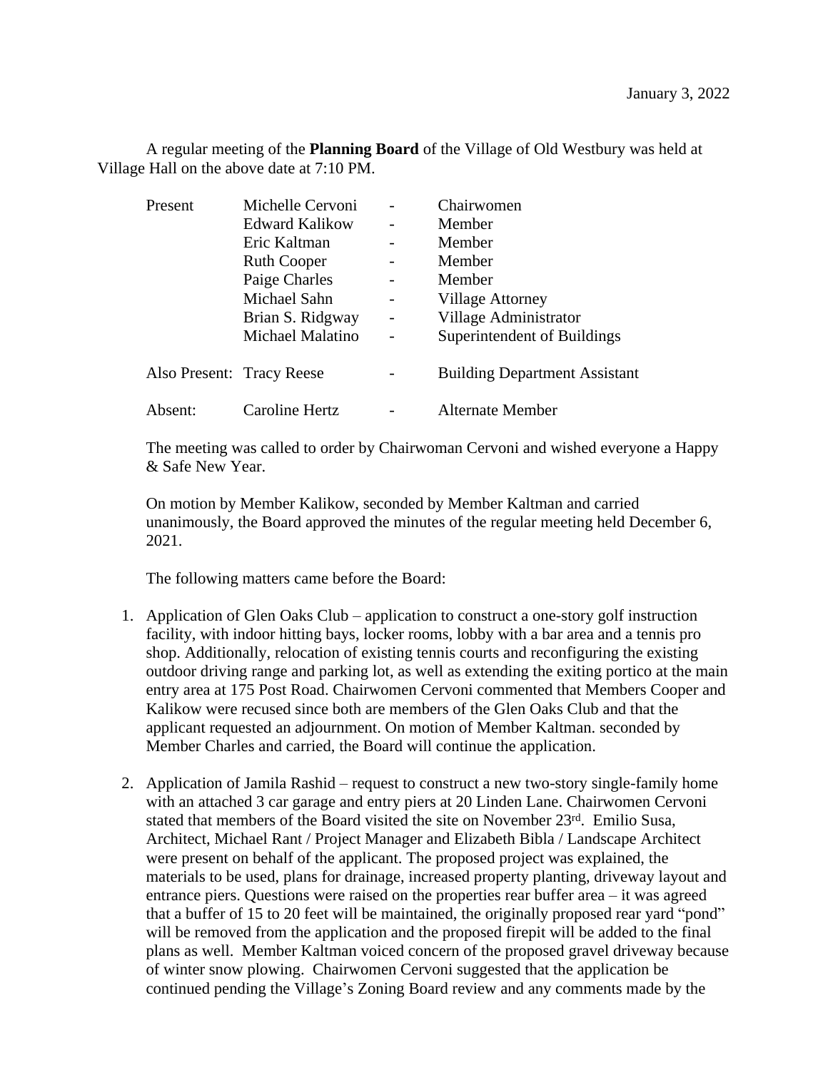January 3, 2022

A regular meeting of the **Planning Board** of the Village of Old Westbury was held at Village Hall on the above date at 7:10 PM.

| | | | |
|---|---|---|---|
| Present | Michelle Cervoni | - | Chairwomen |
| | Edward Kalikow | - | Member |
| | Eric Kaltman | - | Member |
| | Ruth Cooper | - | Member |
| | Paige Charles | - | Member |
| | Michael Sahn | - | Village Attorney |
| | Brian S. Ridgway | - | Village Administrator |
| | Michael Malatino | - | Superintendent of Buildings |
| Also Present: | Tracy Reese | - | Building Department Assistant |
| Absent: | Caroline Hertz | - | Alternate Member |

The meeting was called to order by Chairwoman Cervoni and wished everyone a Happy & Safe New Year.

On motion by Member Kalikow, seconded by Member Kaltman and carried unanimously, the Board approved the minutes of the regular meeting held December 6, 2021.

The following matters came before the Board:

1. Application of Glen Oaks Club – application to construct a one-story golf instruction facility, with indoor hitting bays, locker rooms, lobby with a bar area and a tennis pro shop. Additionally, relocation of existing tennis courts and reconfiguring the existing outdoor driving range and parking lot, as well as extending the exiting portico at the main entry area at 175 Post Road. Chairwomen Cervoni commented that Members Cooper and Kalikow were recused since both are members of the Glen Oaks Club and that the applicant requested an adjournment. On motion of Member Kaltman. seconded by Member Charles and carried, the Board will continue the application.

2. Application of Jamila Rashid – request to construct a new two-story single-family home with an attached 3 car garage and entry piers at 20 Linden Lane. Chairwomen Cervoni stated that members of the Board visited the site on November 23rd. Emilio Susa, Architect, Michael Rant / Project Manager and Elizabeth Bibla / Landscape Architect were present on behalf of the applicant. The proposed project was explained, the materials to be used, plans for drainage, increased property planting, driveway layout and entrance piers. Questions were raised on the properties rear buffer area – it was agreed that a buffer of 15 to 20 feet will be maintained, the originally proposed rear yard "pond" will be removed from the application and the proposed firepit will be added to the final plans as well. Member Kaltman voiced concern of the proposed gravel driveway because of winter snow plowing. Chairwomen Cervoni suggested that the application be continued pending the Village's Zoning Board review and any comments made by the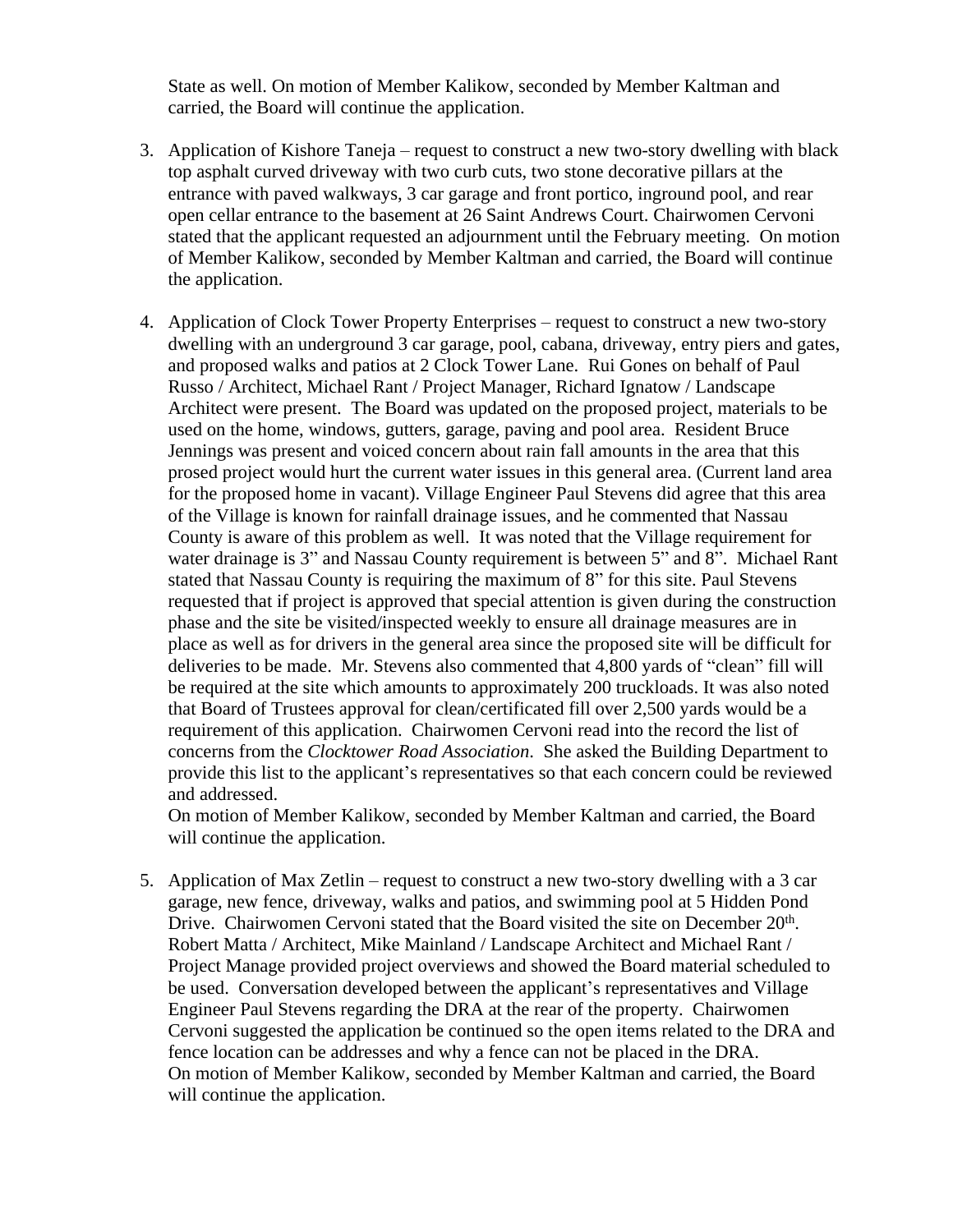State as well. On motion of Member Kalikow, seconded by Member Kaltman and carried, the Board will continue the application.

3. Application of Kishore Taneja – request to construct a new two-story dwelling with black top asphalt curved driveway with two curb cuts, two stone decorative pillars at the entrance with paved walkways, 3 car garage and front portico, inground pool, and rear open cellar entrance to the basement at 26 Saint Andrews Court. Chairwomen Cervoni stated that the applicant requested an adjournment until the February meeting. On motion of Member Kalikow, seconded by Member Kaltman and carried, the Board will continue the application.

4. Application of Clock Tower Property Enterprises – request to construct a new two-story dwelling with an underground 3 car garage, pool, cabana, driveway, entry piers and gates, and proposed walks and patios at 2 Clock Tower Lane. Rui Gones on behalf of Paul Russo / Architect, Michael Rant / Project Manager, Richard Ignatow / Landscape Architect were present. The Board was updated on the proposed project, materials to be used on the home, windows, gutters, garage, paving and pool area. Resident Bruce Jennings was present and voiced concern about rain fall amounts in the area that this prosed project would hurt the current water issues in this general area. (Current land area for the proposed home in vacant). Village Engineer Paul Stevens did agree that this area of the Village is known for rainfall drainage issues, and he commented that Nassau County is aware of this problem as well. It was noted that the Village requirement for water drainage is 3" and Nassau County requirement is between 5" and 8". Michael Rant stated that Nassau County is requiring the maximum of 8" for this site. Paul Stevens requested that if project is approved that special attention is given during the construction phase and the site be visited/inspected weekly to ensure all drainage measures are in place as well as for drivers in the general area since the proposed site will be difficult for deliveries to be made. Mr. Stevens also commented that 4,800 yards of "clean" fill will be required at the site which amounts to approximately 200 truckloads. It was also noted that Board of Trustees approval for clean/certificated fill over 2,500 yards would be a requirement of this application. Chairwomen Cervoni read into the record the list of concerns from the *Clocktower Road Association*. She asked the Building Department to provide this list to the applicant's representatives so that each concern could be reviewed and addressed.
   On motion of Member Kalikow, seconded by Member Kaltman and carried, the Board will continue the application.

5. Application of Max Zetlin – request to construct a new two-story dwelling with a 3 car garage, new fence, driveway, walks and patios, and swimming pool at 5 Hidden Pond Drive. Chairwomen Cervoni stated that the Board visited the site on December 20th. Robert Matta / Architect, Mike Mainland / Landscape Architect and Michael Rant / Project Manage provided project overviews and showed the Board material scheduled to be used. Conversation developed between the applicant's representatives and Village Engineer Paul Stevens regarding the DRA at the rear of the property. Chairwomen Cervoni suggested the application be continued so the open items related to the DRA and fence location can be addresses and why a fence can not be placed in the DRA.
   On motion of Member Kalikow, seconded by Member Kaltman and carried, the Board will continue the application.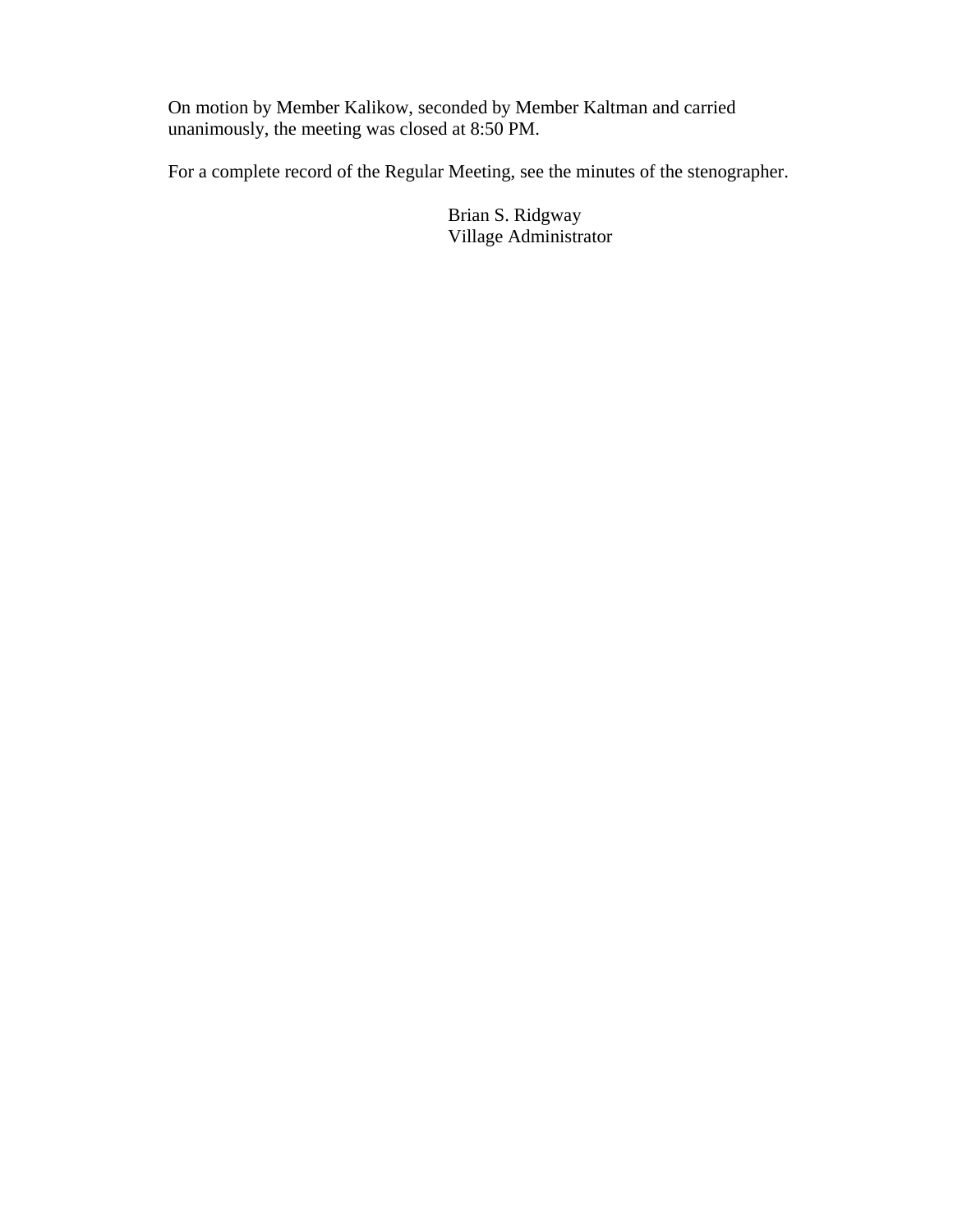On motion by Member Kalikow, seconded by Member Kaltman and carried unanimously, the meeting was closed at 8:50 PM.

For a complete record of the Regular Meeting, see the minutes of the stenographer.

Brian S. Ridgway
Village Administrator